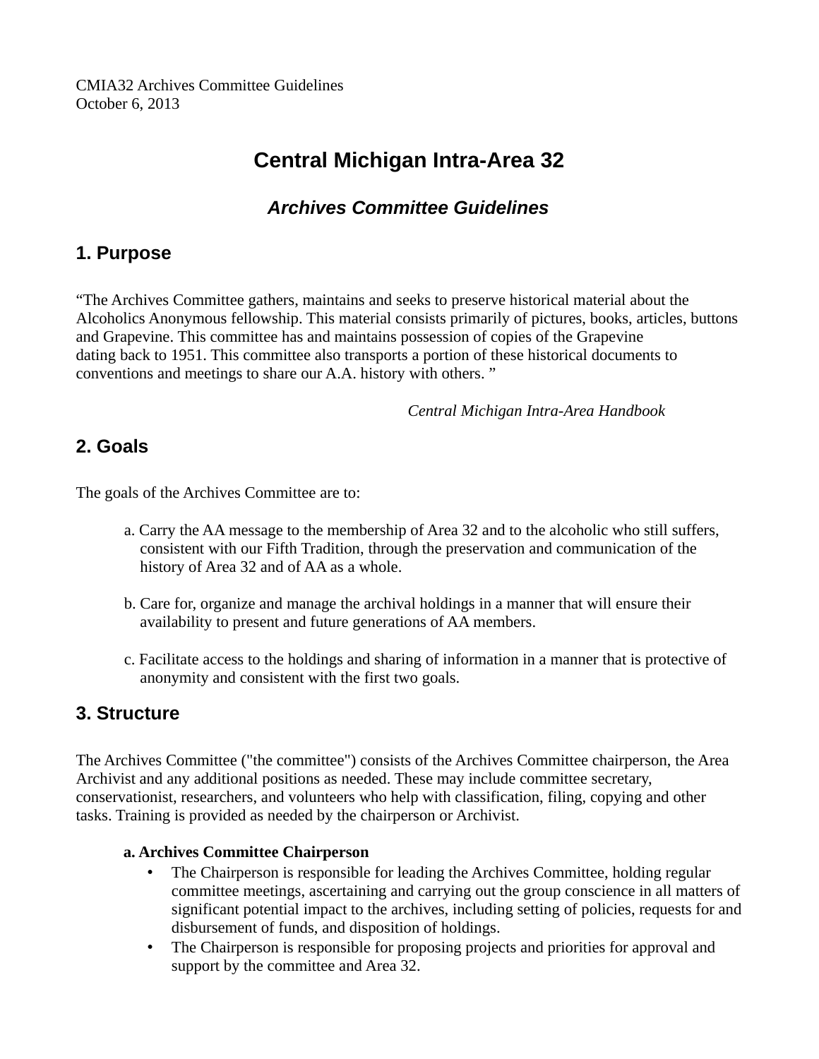CMIA32 Archives Committee Guidelines
October 6, 2013

# Central Michigan Intra-Area 32

## *Archives Committee Guidelines*

## 1. Purpose

"The Archives Committee gathers, maintains and seeks to preserve historical material about the Alcoholics Anonymous fellowship. This material consists primarily of pictures, books, articles, buttons and Grapevine. This committee has and maintains possession of copies of the Grapevine dating back to 1951. This committee also transports a portion of these historical documents to conventions and meetings to share our A.A. history with others. "

*Central Michigan Intra-Area Handbook*

## 2. Goals

The goals of the Archives Committee are to:

a. Carry the AA message to the membership of Area 32 and to the alcoholic who still suffers, consistent with our Fifth Tradition, through the preservation and communication of the history of Area 32 and of AA as a whole.

b. Care for, organize and manage the archival holdings in a manner that will ensure their availability to present and future generations of AA members.

c. Facilitate access to the holdings and sharing of information in a manner that is protective of anonymity and consistent with the first two goals.

## 3. Structure

The Archives Committee ("the committee") consists of the Archives Committee chairperson, the Area Archivist and any additional positions as needed. These may include committee secretary, conservationist, researchers, and volunteers who help with classification, filing, copying and other tasks. Training is provided as needed by the chairperson or Archivist.

**a. Archives Committee Chairperson**

- The Chairperson is responsible for leading the Archives Committee, holding regular committee meetings, ascertaining and carrying out the group conscience in all matters of significant potential impact to the archives, including setting of policies, requests for and disbursement of funds, and disposition of holdings.
- The Chairperson is responsible for proposing projects and priorities for approval and support by the committee and Area 32.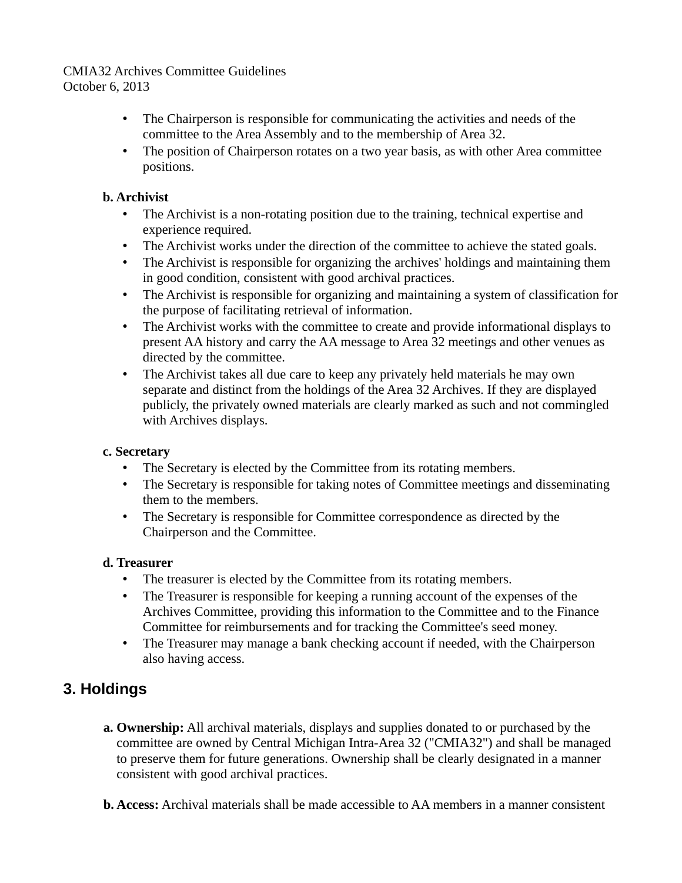- The Chairperson is responsible for communicating the activities and needs of the committee to the Area Assembly and to the membership of Area 32.
- The position of Chairperson rotates on a two year basis, as with other Area committee positions.

**b. Archivist**

- The Archivist is a non-rotating position due to the training, technical expertise and experience required.
- The Archivist works under the direction of the committee to achieve the stated goals.
- The Archivist is responsible for organizing the archives' holdings and maintaining them in good condition, consistent with good archival practices.
- The Archivist is responsible for organizing and maintaining a system of classification for the purpose of facilitating retrieval of information.
- The Archivist works with the committee to create and provide informational displays to present AA history and carry the AA message to Area 32 meetings and other venues as directed by the committee.
- The Archivist takes all due care to keep any privately held materials he may own separate and distinct from the holdings of the Area 32 Archives. If they are displayed publicly, the privately owned materials are clearly marked as such and not commingled with Archives displays.

**c. Secretary**

- The Secretary is elected by the Committee from its rotating members.
- The Secretary is responsible for taking notes of Committee meetings and disseminating them to the members.
- The Secretary is responsible for Committee correspondence as directed by the Chairperson and the Committee.

**d. Treasurer**

- The treasurer is elected by the Committee from its rotating members.
- The Treasurer is responsible for keeping a running account of the expenses of the Archives Committee, providing this information to the Committee and to the Finance Committee for reimbursements and for tracking the Committee's seed money.
- The Treasurer may manage a bank checking account if needed, with the Chairperson also having access.

## 3. Holdings

**a. Ownership:** All archival materials, displays and supplies donated to or purchased by the committee are owned by Central Michigan Intra-Area 32 ("CMIA32") and shall be managed to preserve them for future generations. Ownership shall be clearly designated in a manner consistent with good archival practices.

**b. Access:** Archival materials shall be made accessible to AA members in a manner consistent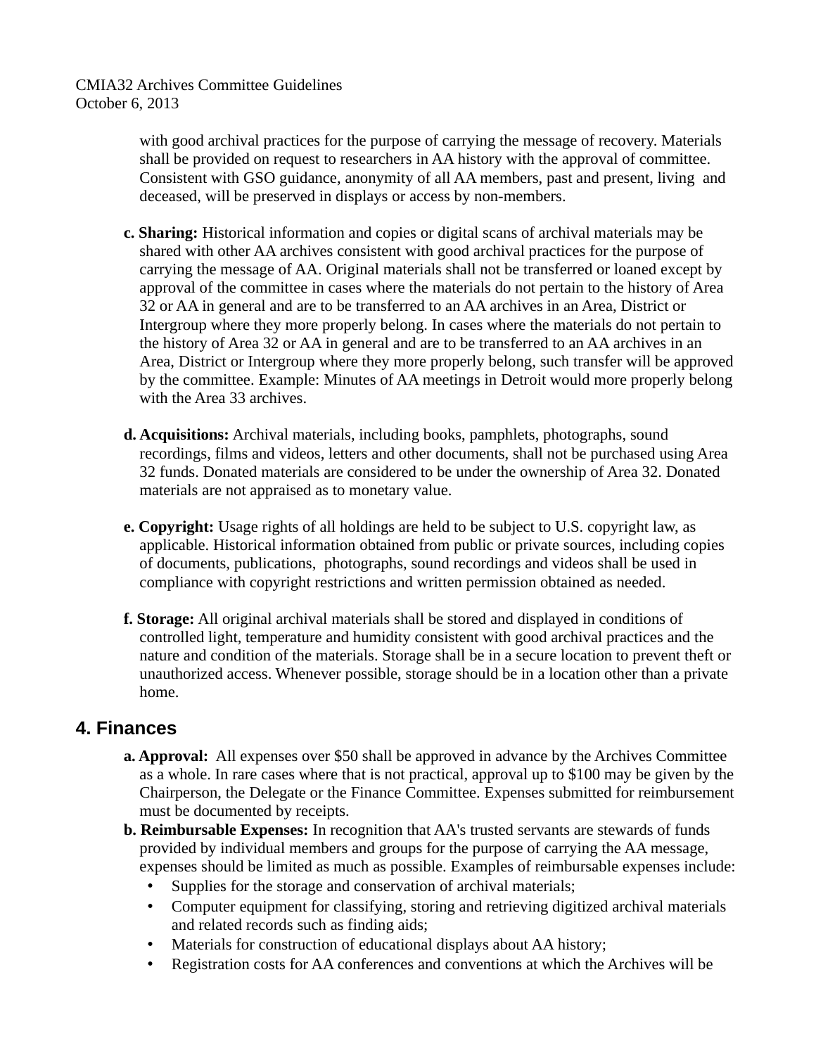with good archival practices for the purpose of carrying the message of recovery. Materials shall be provided on request to researchers in AA history with the approval of committee. Consistent with GSO guidance, anonymity of all AA members, past and present, living and deceased, will be preserved in displays or access by non-members.

**c. Sharing:** Historical information and copies or digital scans of archival materials may be shared with other AA archives consistent with good archival practices for the purpose of carrying the message of AA. Original materials shall not be transferred or loaned except by approval of the committee in cases where the materials do not pertain to the history of Area 32 or AA in general and are to be transferred to an AA archives in an Area, District or Intergroup where they more properly belong. In cases where the materials do not pertain to the history of Area 32 or AA in general and are to be transferred to an AA archives in an Area, District or Intergroup where they more properly belong, such transfer will be approved by the committee. Example: Minutes of AA meetings in Detroit would more properly belong with the Area 33 archives.

**d. Acquisitions:** Archival materials, including books, pamphlets, photographs, sound recordings, films and videos, letters and other documents, shall not be purchased using Area 32 funds. Donated materials are considered to be under the ownership of Area 32. Donated materials are not appraised as to monetary value.

**e. Copyright:** Usage rights of all holdings are held to be subject to U.S. copyright law, as applicable. Historical information obtained from public or private sources, including copies of documents, publications, photographs, sound recordings and videos shall be used in compliance with copyright restrictions and written permission obtained as needed.

**f. Storage:** All original archival materials shall be stored and displayed in conditions of controlled light, temperature and humidity consistent with good archival practices and the nature and condition of the materials. Storage shall be in a secure location to prevent theft or unauthorized access. Whenever possible, storage should be in a location other than a private home.

## 4. Finances

**a. Approval:** All expenses over $50 shall be approved in advance by the Archives Committee as a whole. In rare cases where that is not practical, approval up to $100 may be given by the Chairperson, the Delegate or the Finance Committee. Expenses submitted for reimbursement must be documented by receipts.

**b. Reimbursable Expenses:** In recognition that AA's trusted servants are stewards of funds provided by individual members and groups for the purpose of carrying the AA message, expenses should be limited as much as possible. Examples of reimbursable expenses include:

- Supplies for the storage and conservation of archival materials;
- Computer equipment for classifying, storing and retrieving digitized archival materials and related records such as finding aids;
- Materials for construction of educational displays about AA history;
- Registration costs for AA conferences and conventions at which the Archives will be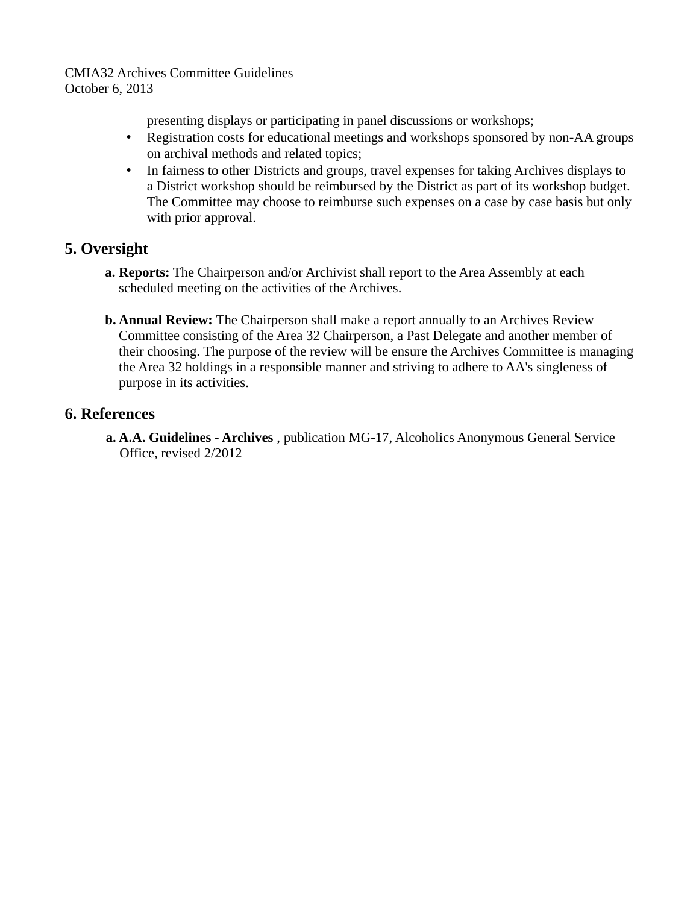presenting displays or participating in panel discussions or workshops;

- Registration costs for educational meetings and workshops sponsored by non-AA groups on archival methods and related topics;
- In fairness to other Districts and groups, travel expenses for taking Archives displays to a District workshop should be reimbursed by the District as part of its workshop budget. The Committee may choose to reimburse such expenses on a case by case basis but only with prior approval.

## 5. Oversight

a. **Reports:** The Chairperson and/or Archivist shall report to the Area Assembly at each scheduled meeting on the activities of the Archives.

b. **Annual Review:** The Chairperson shall make a report annually to an Archives Review Committee consisting of the Area 32 Chairperson, a Past Delegate and another member of their choosing. The purpose of the review will be ensure the Archives Committee is managing the Area 32 holdings in a responsible manner and striving to adhere to AA's singleness of purpose in its activities.

## 6. References

a. **A.A. Guidelines - Archives** , publication MG-17, Alcoholics Anonymous General Service Office, revised 2/2012